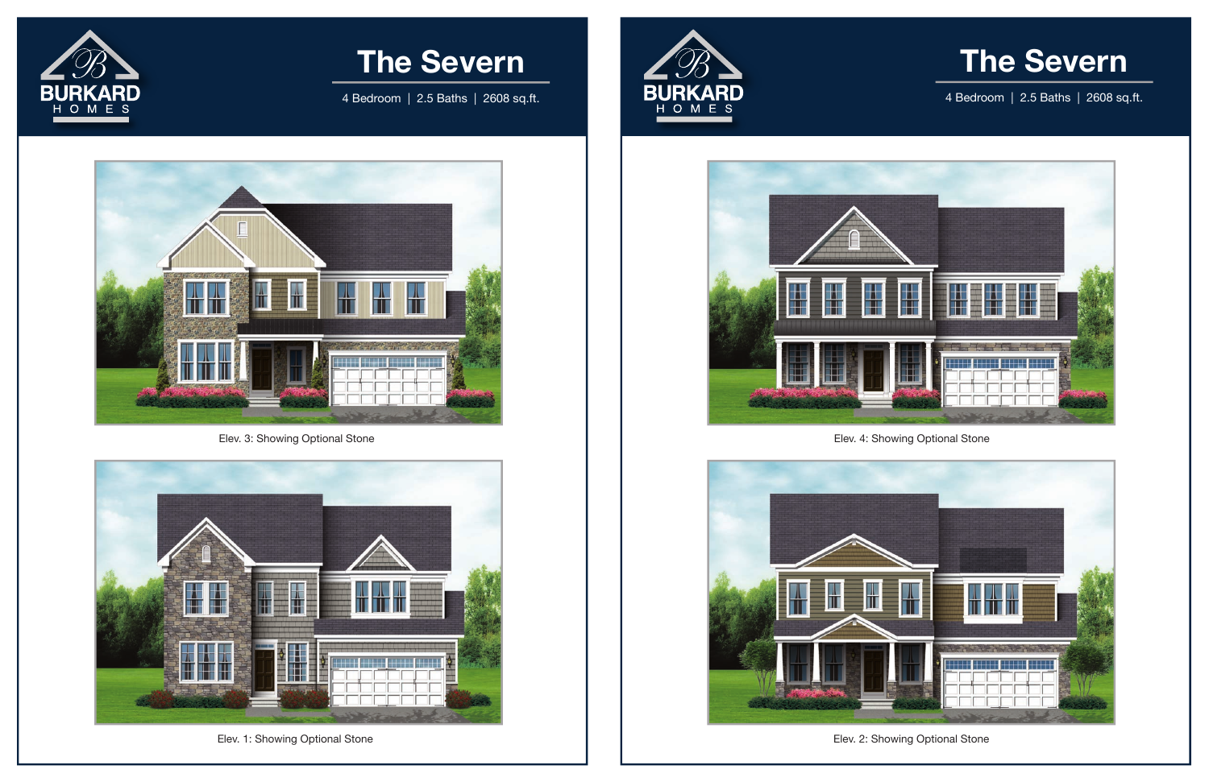BURKARD HOMES

# The Severn

4 Bedroom | 2.5 Baths | 2608 sq.ft.

Elev. 3: Showing Optional Stone

Elev. 1: Showing Optional Stone

BURKARD HOMES

# The Severn

4 Bedroom | 2.5 Baths | 2608 sq.ft.

Elev. 4: Showing Optional Stone

Elev. 2: Showing Optional Stone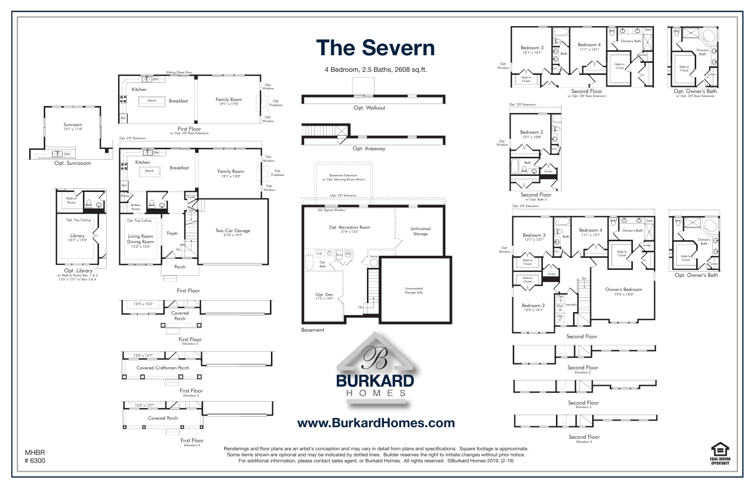# The Severn

4 Bedroom, 2.5 Baths, 2608 sq.ft.

Sliding Glass Door

Kitchen

DW

Island

Breakfast

Family Room
19'1" x 17'0"

Opt. Window

Opt. Fireplace

Opt. Window

Ref.

First Floor
w/ Opt. 2'0" Rear Extension

Sunroom
15'1" x 11'6"

DW

Opt. Sunrooom

Opt. 2'0" Extension

Kitchen

DW

Island

Breakfast

Family Room
19'1" x 15'0"

Opt. Window

Opt. Fireplace

Opt. Window

Ref.

Pantry

Butlers Pantry

Coats

Opt. Tray Ceiling

Living Room
Dining Room
12'5" x 15'3"

Foyer

Up

Dn

Two-Car Garage
21'0" x 19'7"

Porch

First Floor

Walk-In Pantry

Opt. Tray Ceiling

Library
12'7" x 15'3"

Opt. Library
w/ Walk-In Pantry Elev. 1 & 2
12'5" x 12'7" w/ Elev 3 & 4

12'5" x 15'3"

Covered Porch

First Floor
Elevation 2

12'5" x 12'7"

Covered Craftsman Porch

First Floor
Elevation 3

12'5" x 12'7"

Covered Porch

First Floor
Elevation 4

Opt. Walkout

Opt. Areaway

Basement Extension
w/ Opt. Morning Room Above

Opt. 2'0" Extension

Std. Egress Window

Opt. Recreation Room
27'4" x 12'2"

Unfinished Storage

Opt. Bath

Furn

WH

Sump

Opt. Den
11'5" x 14'9"

Up

Unexcavated Garage Slab

Basement

BURKARD HOMES

www.BurkardHomes.com

Bedroom 3
12'1" x 14'1"

Bath

Lin.

Bedroom 4
11'1" x 14'1"

Seat

Owner's Bath

Linen

Walk-In Closet

Opt. Window

Walk-In Closet

Second Floor
w/ Opt. 2'0" Rear Extension

Owner's Bath

Walk-In Closet

Linen

Opt. Owner's Bath
w/ Opt. 2'0" Rear Extension

Opt. 2'0" Extension

Bedroom 3
12'1" x 10'8"

Opt. Window

Lin.

Bath

Linen

Second Floor
w/ Opt. Bath 3

Opt. 2'0" Extension

Bedroom 3
12'1" x 12'1"

Bath

Lin.

Bedroom 4
11'1" x 12'1"

Seat

Owner's Bath

Linen

Walk-In Closet

Opt. Window

Walk-In Closet

Walk-In Closet

Linen

Dn

Bedroom 2
12'5" x 14'1"

Opt. D

Opt. W

Opt. LT

Laundry

Owner's Bedroom
19'3" x 15'0"

Second Floor

Owner's Bath

Walk-In Closet

Linen

Opt. Owner's Bath

Second Floor
Elevation 2

Second Floor
Elevation 3

Second Floor
Elevation 4

MHBR
# 6300

Renderings and floor plans are an artist's conception and may vary in detail from plans and specifications. Square footage is approximate.
Some items shown are optional and may be indicated by dotted lines. Builder reserves the right to initiate changes without prior notice.
For additional information, please contact sales agent, or Burkard Homes. All rights reserved. ©Burkard Homes 2019. (2-19)

EQUAL HOUSING OPPORTUNITY